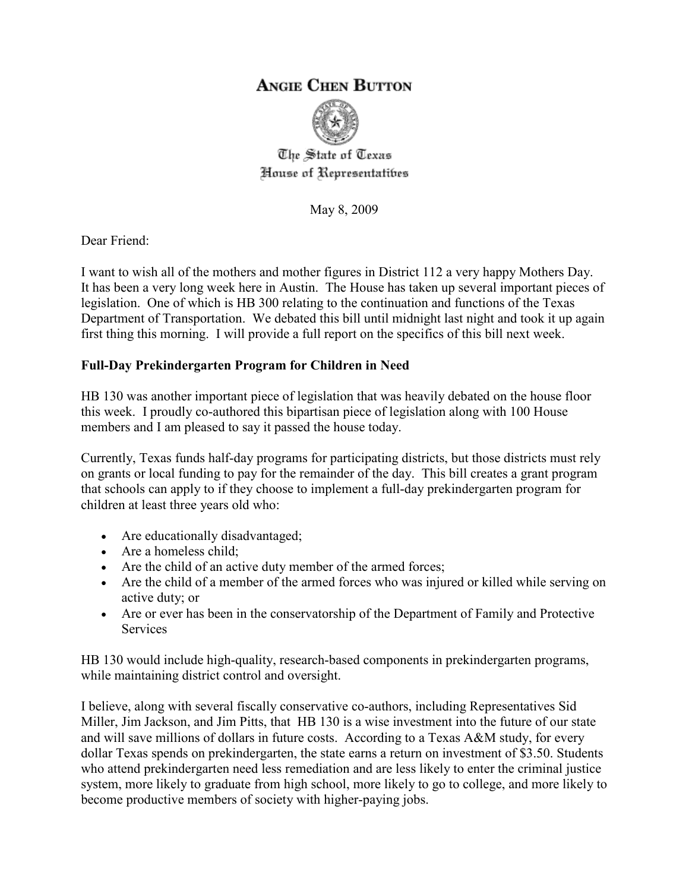# Angie Chen Button

The State of Texas
House of Representatives

May 8, 2009

Dear Friend:

I want to wish all of the mothers and mother figures in District 112 a very happy Mothers Day. It has been a very long week here in Austin. The House has taken up several important pieces of legislation. One of which is HB 300 relating to the continuation and functions of the Texas Department of Transportation. We debated this bill until midnight last night and took it up again first thing this morning. I will provide a full report on the specifics of this bill next week.

**Full-Day Prekindergarten Program for Children in Need**

HB 130 was another important piece of legislation that was heavily debated on the house floor this week. I proudly co-authored this bipartisan piece of legislation along with 100 House members and I am pleased to say it passed the house today.

Currently, Texas funds half-day programs for participating districts, but those districts must rely on grants or local funding to pay for the remainder of the day. This bill creates a grant program that schools can apply to if they choose to implement a full-day prekindergarten program for children at least three years old who:

- Are educationally disadvantaged;
- Are a homeless child;
- Are the child of an active duty member of the armed forces;
- Are the child of a member of the armed forces who was injured or killed while serving on active duty; or
- Are or ever has been in the conservatorship of the Department of Family and Protective Services

HB 130 would include high-quality, research-based components in prekindergarten programs, while maintaining district control and oversight.

I believe, along with several fiscally conservative co-authors, including Representatives Sid Miller, Jim Jackson, and Jim Pitts, that HB 130 is a wise investment into the future of our state and will save millions of dollars in future costs. According to a Texas A&M study, for every dollar Texas spends on prekindergarten, the state earns a return on investment of $3.50. Students who attend prekindergarten need less remediation and are less likely to enter the criminal justice system, more likely to graduate from high school, more likely to go to college, and more likely to become productive members of society with higher-paying jobs.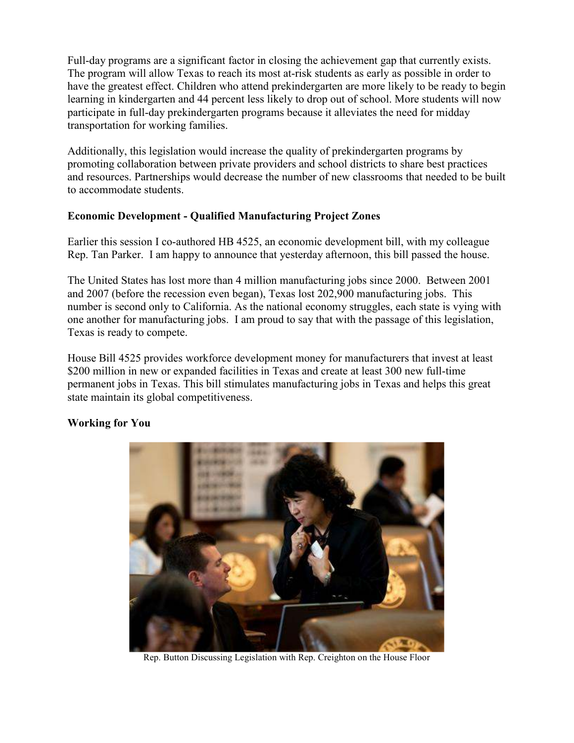Full-day programs are a significant factor in closing the achievement gap that currently exists. The program will allow Texas to reach its most at-risk students as early as possible in order to have the greatest effect. Children who attend prekindergarten are more likely to be ready to begin learning in kindergarten and 44 percent less likely to drop out of school. More students will now participate in full-day prekindergarten programs because it alleviates the need for midday transportation for working families.

Additionally, this legislation would increase the quality of prekindergarten programs by promoting collaboration between private providers and school districts to share best practices and resources. Partnerships would decrease the number of new classrooms that needed to be built to accommodate students.

**Economic Development - Qualified Manufacturing Project Zones**

Earlier this session I co-authored HB 4525, an economic development bill, with my colleague Rep. Tan Parker. I am happy to announce that yesterday afternoon, this bill passed the house.

The United States has lost more than 4 million manufacturing jobs since 2000. Between 2001 and 2007 (before the recession even began), Texas lost 202,900 manufacturing jobs. This number is second only to California. As the national economy struggles, each state is vying with one another for manufacturing jobs. I am proud to say that with the passage of this legislation, Texas is ready to compete.

House Bill 4525 provides workforce development money for manufacturers that invest at least $200 million in new or expanded facilities in Texas and create at least 300 new full-time permanent jobs in Texas. This bill stimulates manufacturing jobs in Texas and helps this great state maintain its global competitiveness.

**Working for You**

Rep. Button Discussing Legislation with Rep. Creighton on the House Floor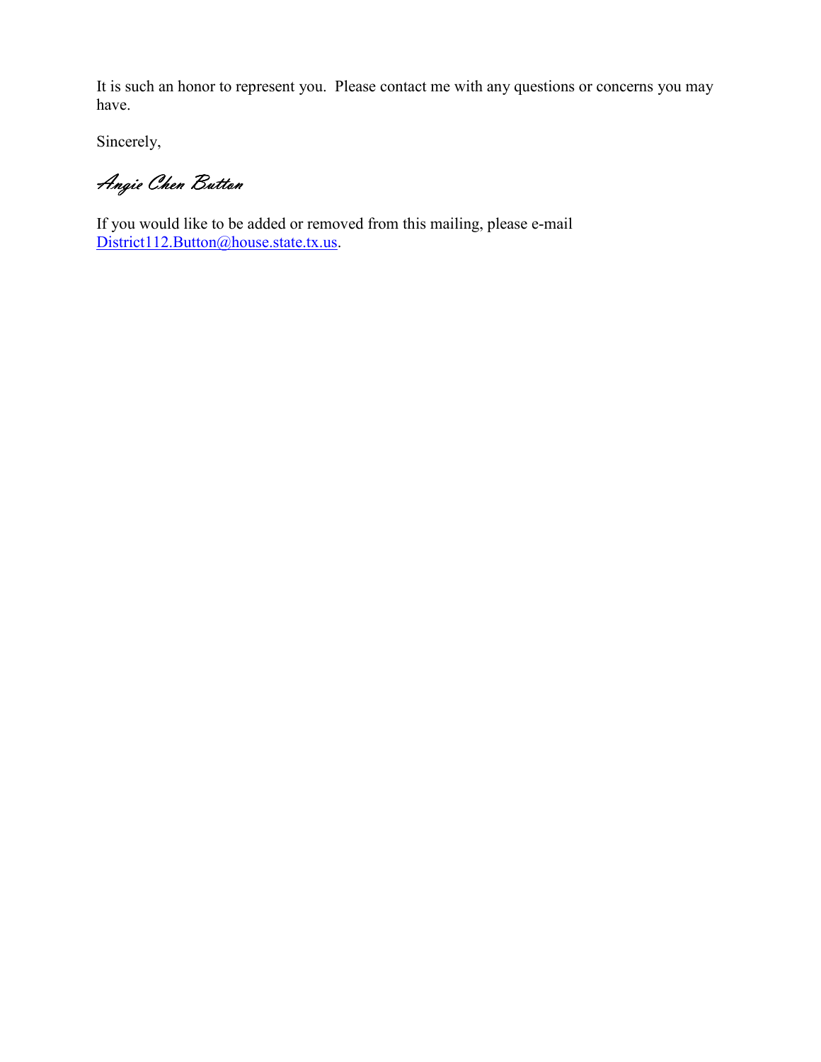It is such an honor to represent you. Please contact me with any questions or concerns you may have.

Sincerely,

*Angie Chen Button*

If you would like to be added or removed from this mailing, please e-mail District112.Button@house.state.tx.us.